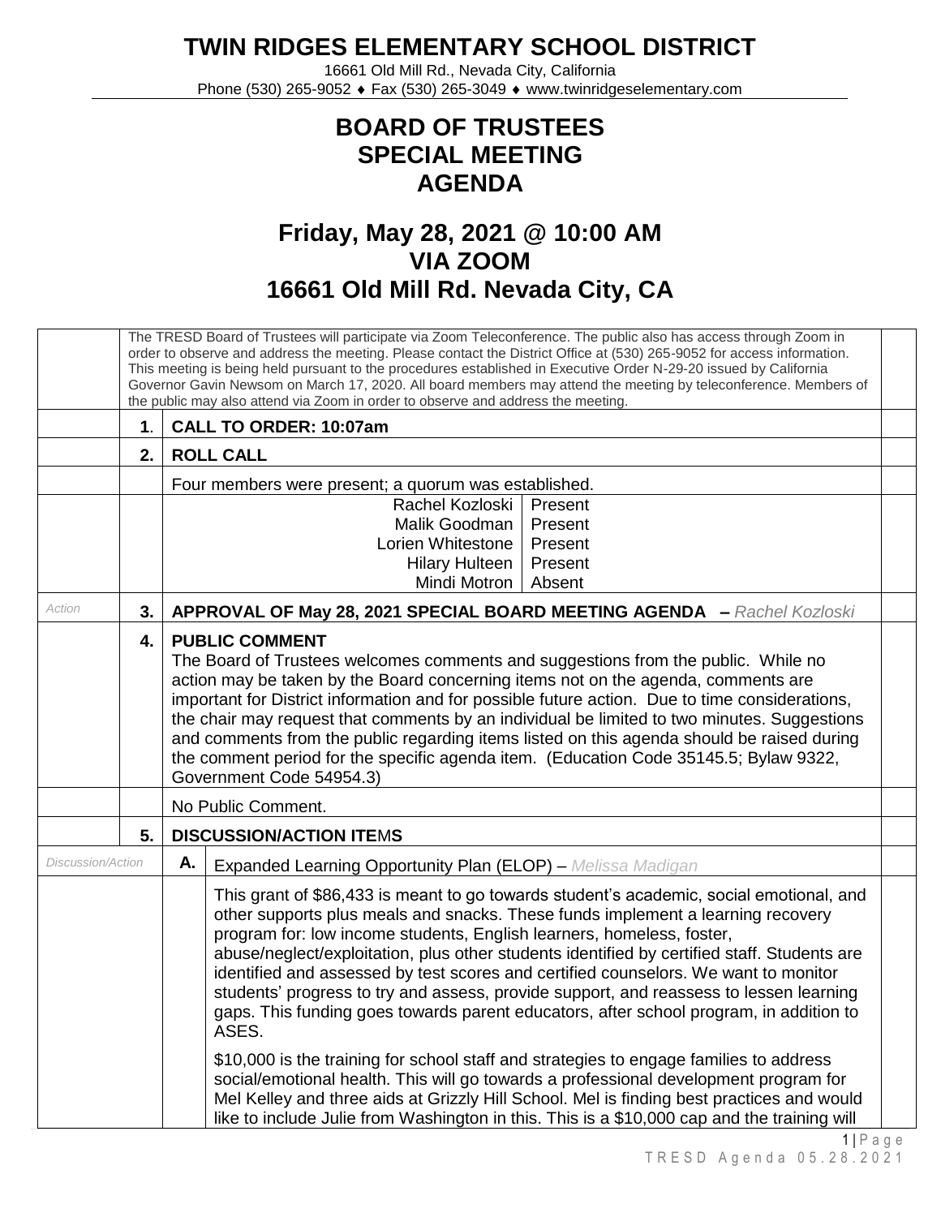# TWIN RIDGES ELEMENTARY SCHOOL DISTRICT

16661 Old Mill Rd., Nevada City, California
Phone (530) 265-9052 ♦ Fax (530) 265-3049 ♦ www.twinridgeselementary.com

## BOARD OF TRUSTEES
## SPECIAL MEETING
## AGENDA

## Friday, May 28, 2021 @ 10:00 AM
## VIA ZOOM
## 16661 Old Mill Rd. Nevada City, CA

The TRESD Board of Trustees will participate via Zoom Teleconference. The public also has access through Zoom in order to observe and address the meeting. Please contact the District Office at (530) 265-9052 for access information. This meeting is being held pursuant to the procedures established in Executive Order N-29-20 issued by California Governor Gavin Newsom on March 17, 2020. All board members may attend the meeting by teleconference. Members of the public may also attend via Zoom in order to observe and address the meeting.

**1. CALL TO ORDER: 10:07am**

**2. ROLL CALL**

Four members were present; a quorum was established.

| Member | Status |
|---|---|
| Rachel Kozloski | Present |
| Malik Goodman | Present |
| Lorien Whitestone | Present |
| Hilary Hulteen | Present |
| Mindi Motron | Absent |

*Action*

**3. APPROVAL OF May 28, 2021 SPECIAL BOARD MEETING AGENDA –** *Rachel Kozloski*

**4. PUBLIC COMMENT**

The Board of Trustees welcomes comments and suggestions from the public. While no action may be taken by the Board concerning items not on the agenda, comments are important for District information and for possible future action. Due to time considerations, the chair may request that comments by an individual be limited to two minutes. Suggestions and comments from the public regarding items listed on this agenda should be raised during the comment period for the specific agenda item. (Education Code 35145.5; Bylaw 9322, Government Code 54954.3)

No Public Comment.

**5. DISCUSSION/ACTION ITEMS**

*Discussion/Action*

**A.** Expanded Learning Opportunity Plan (ELOP) – *Melissa Madigan*

This grant of $86,433 is meant to go towards student's academic, social emotional, and other supports plus meals and snacks. These funds implement a learning recovery program for: low income students, English learners, homeless, foster, abuse/neglect/exploitation, plus other students identified by certified staff. Students are identified and assessed by test scores and certified counselors. We want to monitor students' progress to try and assess, provide support, and reassess to lessen learning gaps. This funding goes towards parent educators, after school program, in addition to ASES.

$10,000 is the training for school staff and strategies to engage families to address social/emotional health. This will go towards a professional development program for Mel Kelley and three aids at Grizzly Hill School. Mel is finding best practices and would like to include Julie from Washington in this. This is a $10,000 cap and the training will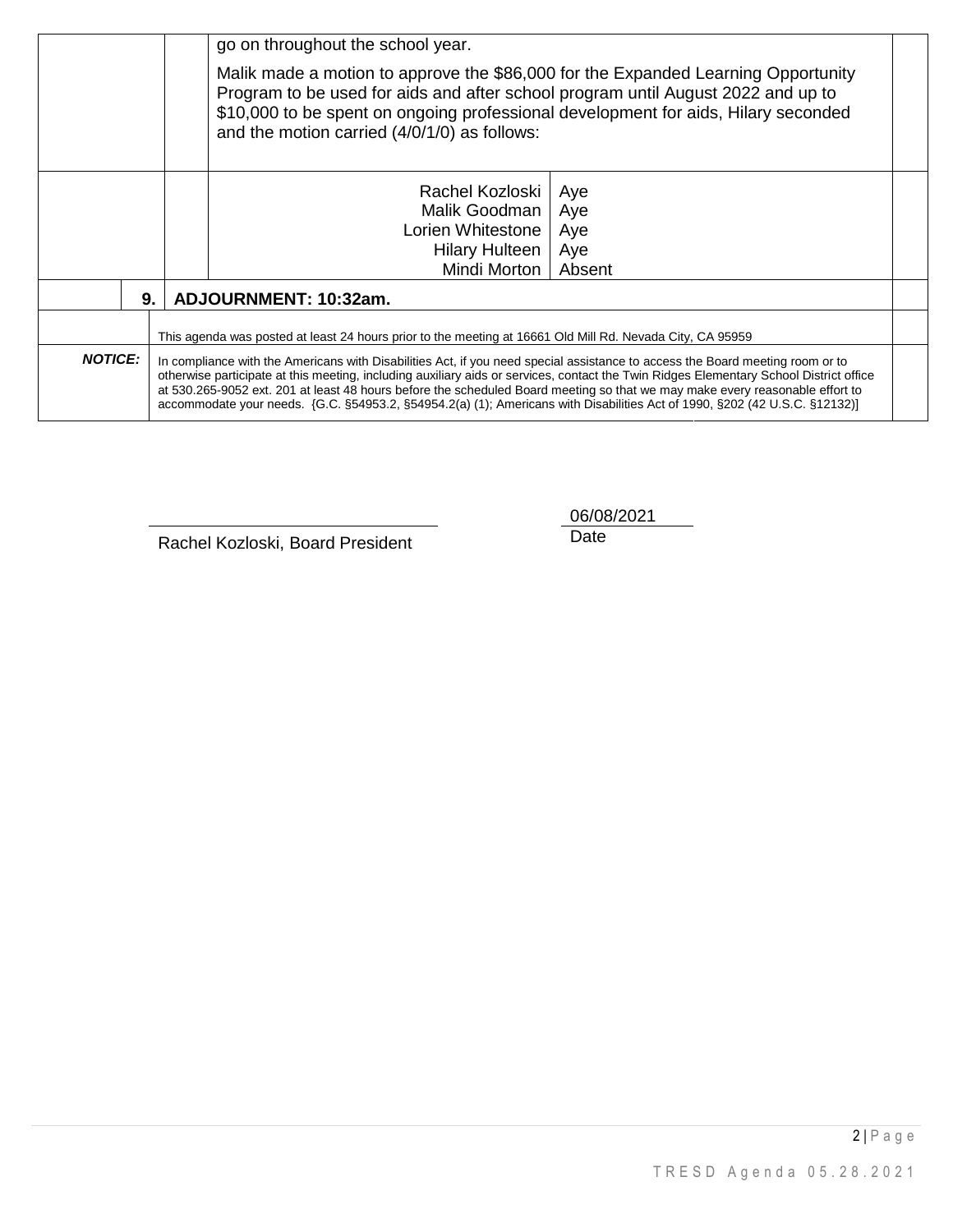go on throughout the school year.

Malik made a motion to approve the $86,000 for the Expanded Learning Opportunity Program to be used for aids and after school program until August 2022 and up to $10,000 to be spent on ongoing professional development for aids, Hilary seconded and the motion carried (4/0/1/0) as follows:

| | |
|---|---|
| Rachel Kozloski | Aye |
| Malik Goodman | Aye |
| Lorien Whitestone | Aye |
| Hilary Hulteen | Aye |
| Mindi Morton | Absent |

**9. ADJOURNMENT: 10:32am.**

This agenda was posted at least 24 hours prior to the meeting at 16661 Old Mill Rd. Nevada City, CA 95959

***NOTICE:*** In compliance with the Americans with Disabilities Act, if you need special assistance to access the Board meeting room or to otherwise participate at this meeting, including auxiliary aids or services, contact the Twin Ridges Elementary School District office at 530.265-9052 ext. 201 at least 48 hours before the scheduled Board meeting so that we may make every reasonable effort to accommodate your needs. {G.C. §54953.2, §54954.2(a) (1); Americans with Disabilities Act of 1990, §202 (42 U.S.C. §12132)]

Rachel Kozloski, Board President

06/08/2021
Date